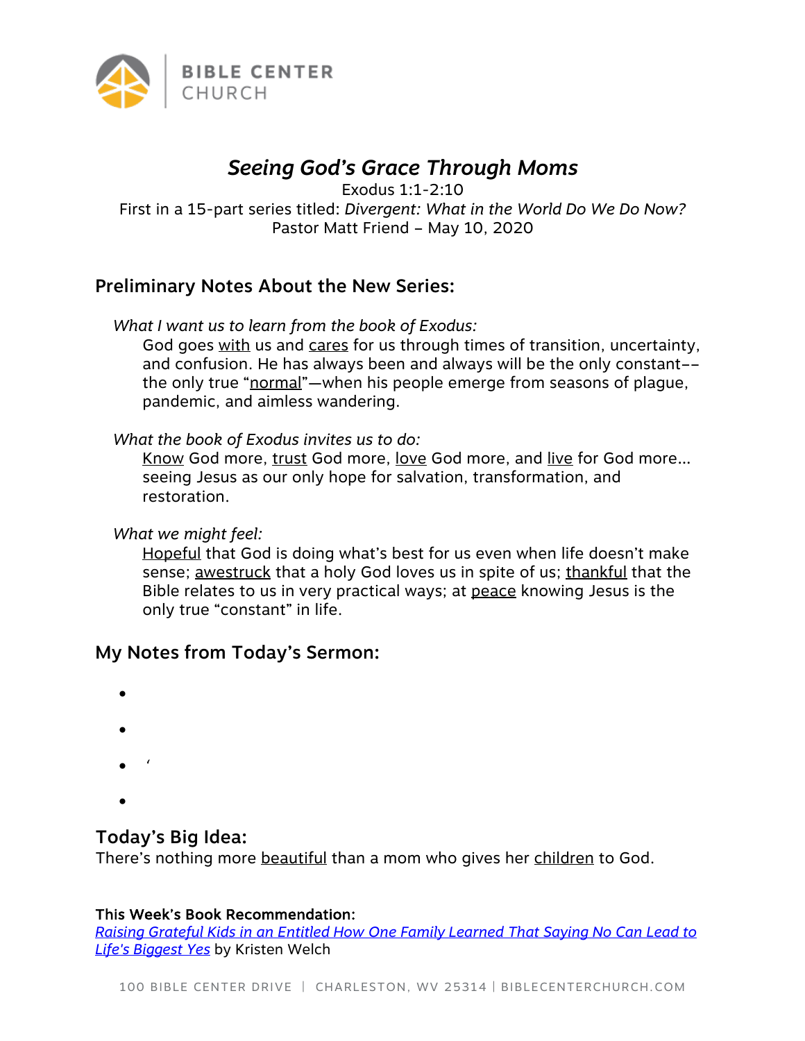BIBLE CENTER CHURCH

# *Seeing God's Grace Through Moms*

Exodus 1:1-2:10
First in a 15-part series titled: *Divergent: What in the World Do We Do Now?*
Pastor Matt Friend – May 10, 2020

## Preliminary Notes About the New Series:

*What I want us to learn from the book of Exodus:*
God goes with us and cares for us through times of transition, uncertainty, and confusion. He has always been and always will be the only constant–– the only true "normal"—when his people emerge from seasons of plague, pandemic, and aimless wandering.

*What the book of Exodus invites us to do:*
Know God more, trust God more, love God more, and live for God more… seeing Jesus as our only hope for salvation, transformation, and restoration.

*What we might feel:*
Hopeful that God is doing what's best for us even when life doesn't make sense; awestruck that a holy God loves us in spite of us; thankful that the Bible relates to us in very practical ways; at peace knowing Jesus is the only true "constant" in life.

## My Notes from Today's Sermon:

- 
- 
- '
- 

## Today's Big Idea:

There's nothing more beautiful than a mom who gives her children to God.

**This Week's Book Recommendation:**
*Raising Grateful Kids in an Entitled How One Family Learned That Saying No Can Lead to Life's Biggest Yes* by Kristen Welch

100 BIBLE CENTER DRIVE | CHARLESTON, WV 25314 | BIBLECENTERCHURCH.COM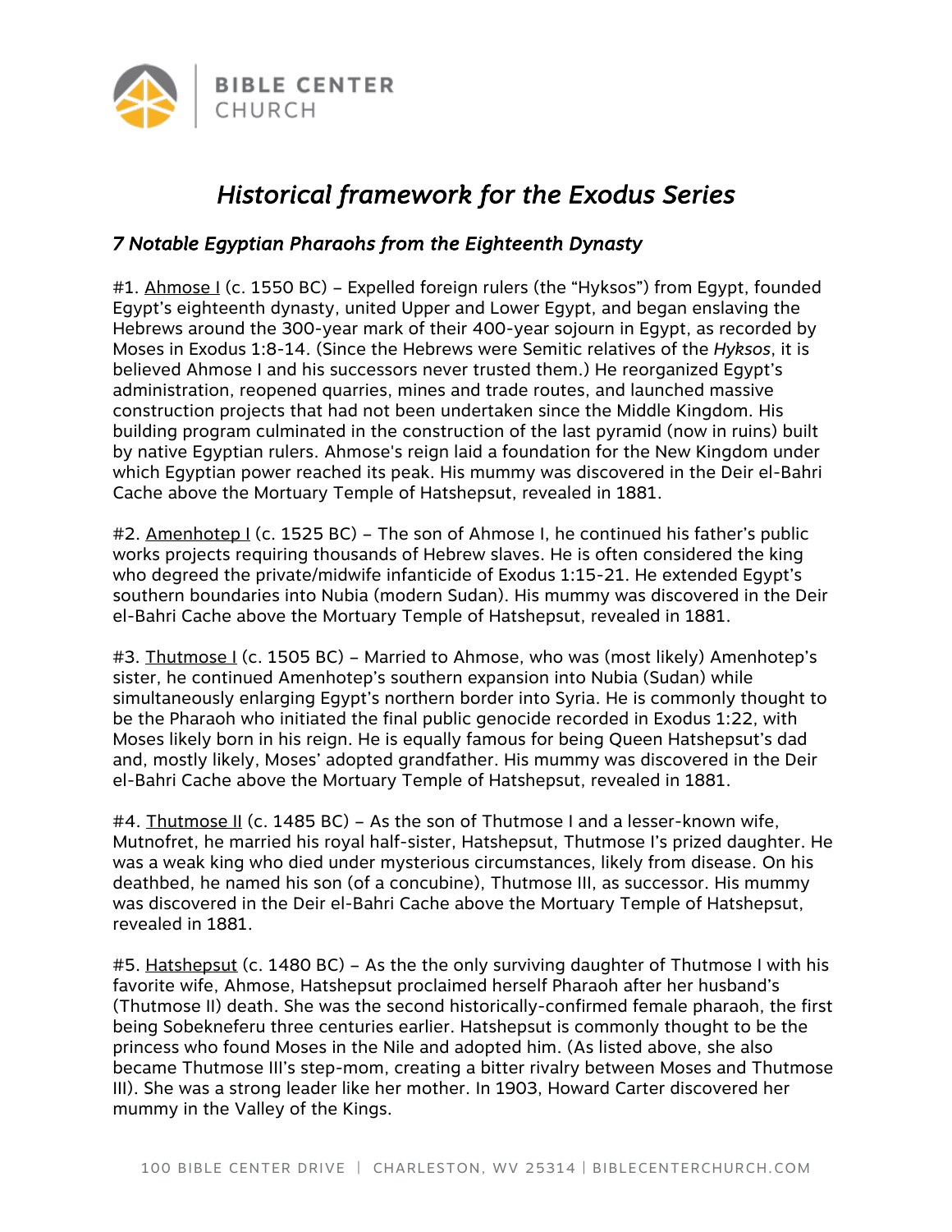# *Historical framework for the Exodus Series*

## *7 Notable Egyptian Pharaohs from the Eighteenth Dynasty*

#1. Ahmose I (c. 1550 BC) – Expelled foreign rulers (the "Hyksos") from Egypt, founded Egypt's eighteenth dynasty, united Upper and Lower Egypt, and began enslaving the Hebrews around the 300-year mark of their 400-year sojourn in Egypt, as recorded by Moses in Exodus 1:8-14. (Since the Hebrews were Semitic relatives of the *Hyksos*, it is believed Ahmose I and his successors never trusted them.) He reorganized Egypt's administration, reopened quarries, mines and trade routes, and launched massive construction projects that had not been undertaken since the Middle Kingdom. His building program culminated in the construction of the last pyramid (now in ruins) built by native Egyptian rulers. Ahmose's reign laid a foundation for the New Kingdom under which Egyptian power reached its peak. His mummy was discovered in the Deir el-Bahri Cache above the Mortuary Temple of Hatshepsut, revealed in 1881.

#2. Amenhotep I (c. 1525 BC) – The son of Ahmose I, he continued his father's public works projects requiring thousands of Hebrew slaves. He is often considered the king who degreed the private/midwife infanticide of Exodus 1:15-21. He extended Egypt's southern boundaries into Nubia (modern Sudan). His mummy was discovered in the Deir el-Bahri Cache above the Mortuary Temple of Hatshepsut, revealed in 1881.

#3. Thutmose I (c. 1505 BC) – Married to Ahmose, who was (most likely) Amenhotep's sister, he continued Amenhotep's southern expansion into Nubia (Sudan) while simultaneously enlarging Egypt's northern border into Syria. He is commonly thought to be the Pharaoh who initiated the final public genocide recorded in Exodus 1:22, with Moses likely born in his reign. He is equally famous for being Queen Hatshepsut's dad and, mostly likely, Moses' adopted grandfather. His mummy was discovered in the Deir el-Bahri Cache above the Mortuary Temple of Hatshepsut, revealed in 1881.

#4. Thutmose II (c. 1485 BC) – As the son of Thutmose I and a lesser-known wife, Mutnofret, he married his royal half-sister, Hatshepsut, Thutmose I's prized daughter. He was a weak king who died under mysterious circumstances, likely from disease. On his deathbed, he named his son (of a concubine), Thutmose III, as successor. His mummy was discovered in the Deir el-Bahri Cache above the Mortuary Temple of Hatshepsut, revealed in 1881.

#5. Hatshepsut (c. 1480 BC) – As the the only surviving daughter of Thutmose I with his favorite wife, Ahmose, Hatshepsut proclaimed herself Pharaoh after her husband's (Thutmose II) death. She was the second historically-confirmed female pharaoh, the first being Sobekneferu three centuries earlier. Hatshepsut is commonly thought to be the princess who found Moses in the Nile and adopted him. (As listed above, she also became Thutmose III's step-mom, creating a bitter rivalry between Moses and Thutmose III). She was a strong leader like her mother. In 1903, Howard Carter discovered her mummy in the Valley of the Kings.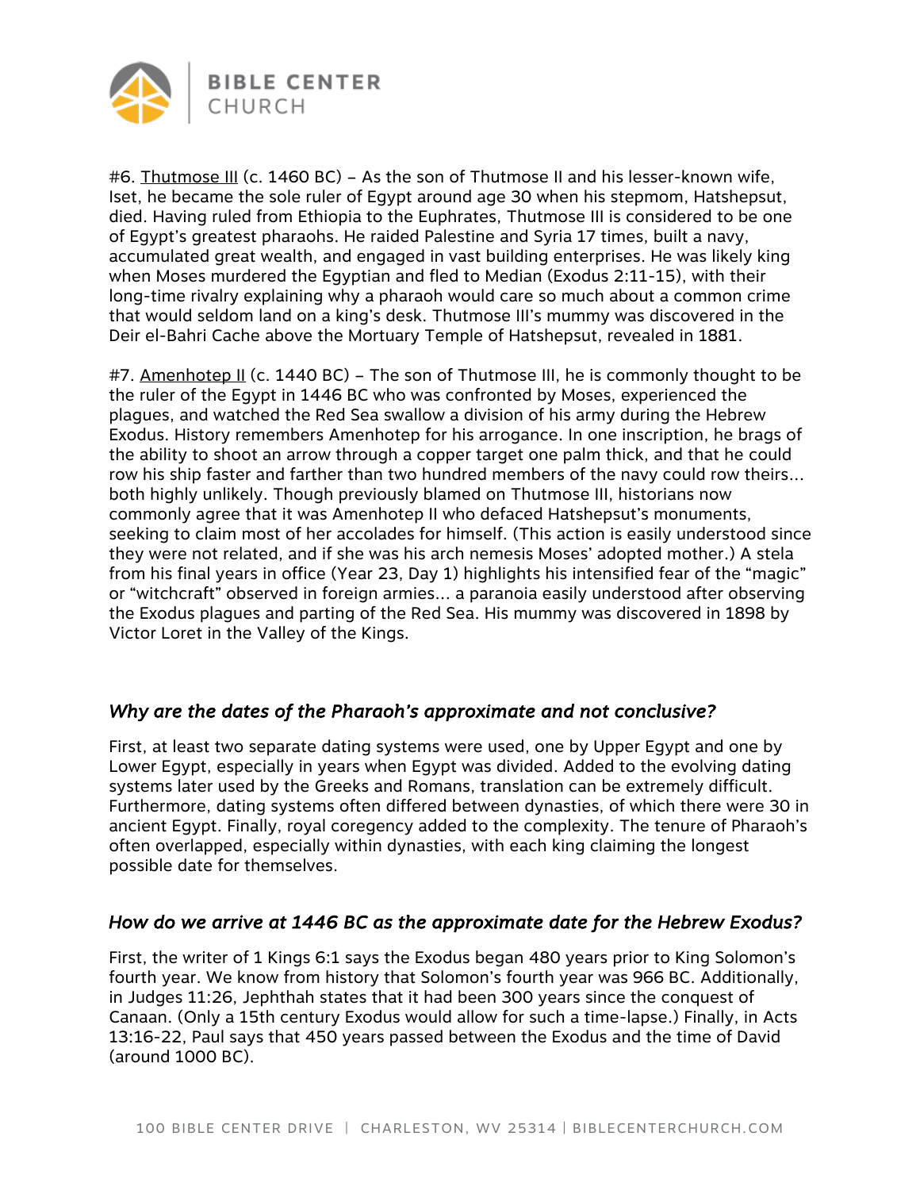#6. <u>Thutmose III</u> (c. 1460 BC) – As the son of Thutmose II and his lesser-known wife, Iset, he became the sole ruler of Egypt around age 30 when his stepmom, Hatshepsut, died. Having ruled from Ethiopia to the Euphrates, Thutmose III is considered to be one of Egypt's greatest pharaohs. He raided Palestine and Syria 17 times, built a navy, accumulated great wealth, and engaged in vast building enterprises. He was likely king when Moses murdered the Egyptian and fled to Median (Exodus 2:11-15), with their long-time rivalry explaining why a pharaoh would care so much about a common crime that would seldom land on a king's desk. Thutmose III's mummy was discovered in the Deir el-Bahri Cache above the Mortuary Temple of Hatshepsut, revealed in 1881.

#7. <u>Amenhotep II</u> (c. 1440 BC) – The son of Thutmose III, he is commonly thought to be the ruler of the Egypt in 1446 BC who was confronted by Moses, experienced the plagues, and watched the Red Sea swallow a division of his army during the Hebrew Exodus. History remembers Amenhotep for his arrogance. In one inscription, he brags of the ability to shoot an arrow through a copper target one palm thick, and that he could row his ship faster and farther than two hundred members of the navy could row theirs… both highly unlikely. Though previously blamed on Thutmose III, historians now commonly agree that it was Amenhotep II who defaced Hatshepsut's monuments, seeking to claim most of her accolades for himself. (This action is easily understood since they were not related, and if she was his arch nemesis Moses' adopted mother.) A stela from his final years in office (Year 23, Day 1) highlights his intensified fear of the "magic" or "witchcraft" observed in foreign armies… a paranoia easily understood after observing the Exodus plagues and parting of the Red Sea. His mummy was discovered in 1898 by Victor Loret in the Valley of the Kings.

### *Why are the dates of the Pharaoh's approximate and not conclusive?*

First, at least two separate dating systems were used, one by Upper Egypt and one by Lower Egypt, especially in years when Egypt was divided. Added to the evolving dating systems later used by the Greeks and Romans, translation can be extremely difficult. Furthermore, dating systems often differed between dynasties, of which there were 30 in ancient Egypt. Finally, royal coregency added to the complexity. The tenure of Pharaoh's often overlapped, especially within dynasties, with each king claiming the longest possible date for themselves.

### *How do we arrive at 1446 BC as the approximate date for the Hebrew Exodus?*

First, the writer of 1 Kings 6:1 says the Exodus began 480 years prior to King Solomon's fourth year. We know from history that Solomon's fourth year was 966 BC. Additionally, in Judges 11:26, Jephthah states that it had been 300 years since the conquest of Canaan. (Only a 15th century Exodus would allow for such a time-lapse.) Finally, in Acts 13:16-22, Paul says that 450 years passed between the Exodus and the time of David (around 1000 BC).